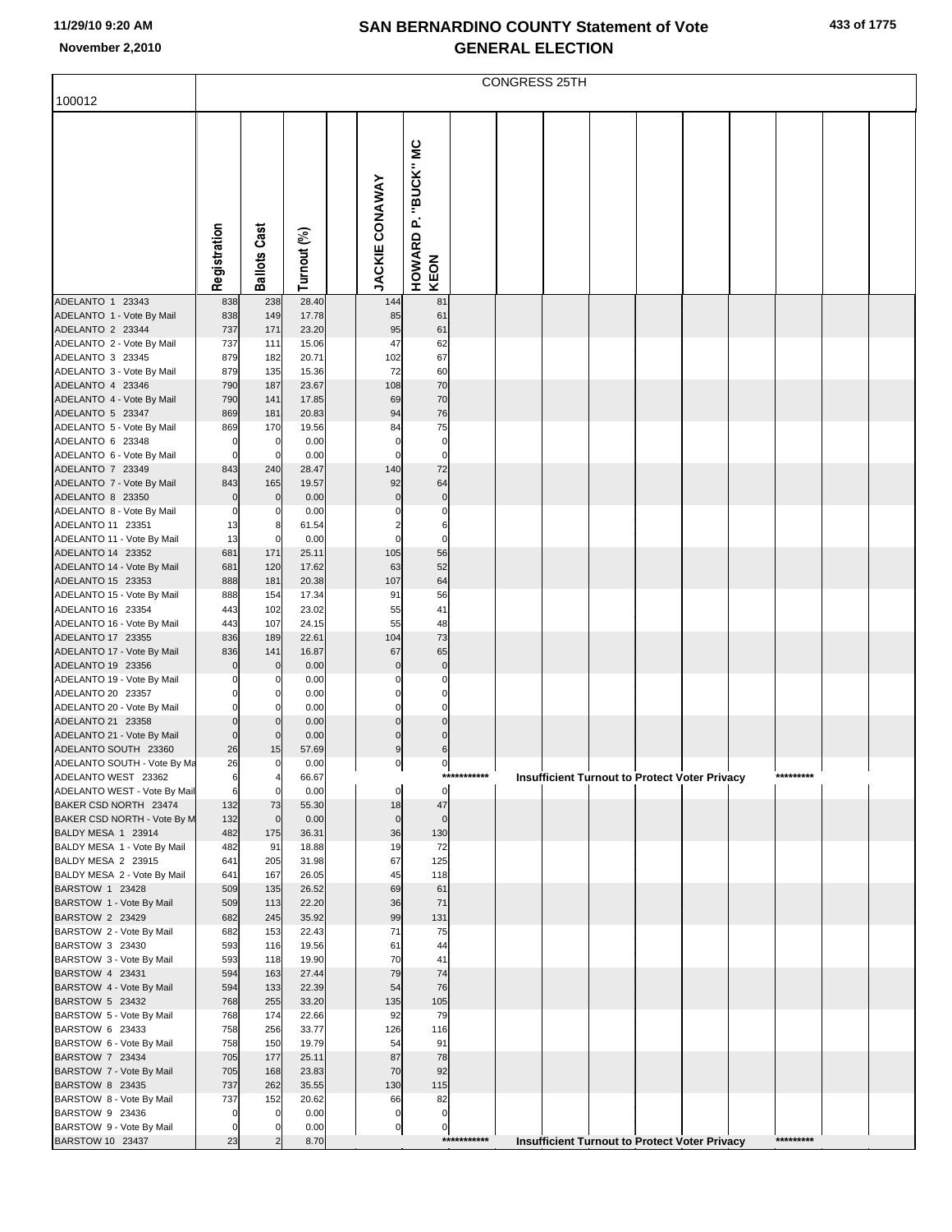# SAN BERNARDINO COUNTY Statement of Vote
## GENERAL ELECTION

11/29/10 9:20 AM
November 2,2010

100012

CONGRESS 25TH

| | Registration | Ballots Cast | Turnout (%) | | JACKIE CONAWAY | HOWARD P. "BUCK" MC KEON |
|---|---|---|---|---|---|---|
| ADELANTO 1 23343 | 838 | 238 | 28.40 | | 144 | 81 |
| ADELANTO 1 - Vote By Mail | 838 | 149 | 17.78 | | 85 | 61 |
| ADELANTO 2 23344 | 737 | 171 | 23.20 | | 95 | 61 |
| ADELANTO 2 - Vote By Mail | 737 | 111 | 15.06 | | 47 | 62 |
| ADELANTO 3 23345 | 879 | 182 | 20.71 | | 102 | 67 |
| ADELANTO 3 - Vote By Mail | 879 | 135 | 15.36 | | 72 | 60 |
| ADELANTO 4 23346 | 790 | 187 | 23.67 | | 108 | 70 |
| ADELANTO 4 - Vote By Mail | 790 | 141 | 17.85 | | 69 | 70 |
| ADELANTO 5 23347 | 869 | 181 | 20.83 | | 94 | 76 |
| ADELANTO 5 - Vote By Mail | 869 | 170 | 19.56 | | 84 | 75 |
| ADELANTO 6 23348 | 0 | 0 | 0.00 | | 0 | 0 |
| ADELANTO 6 - Vote By Mail | 0 | 0 | 0.00 | | 0 | 0 |
| ADELANTO 7 23349 | 843 | 240 | 28.47 | | 140 | 72 |
| ADELANTO 7 - Vote By Mail | 843 | 165 | 19.57 | | 92 | 64 |
| ADELANTO 8 23350 | 0 | 0 | 0.00 | | 0 | 0 |
| ADELANTO 8 - Vote By Mail | 0 | 0 | 0.00 | | 0 | 0 |
| ADELANTO 11 23351 | 13 | 8 | 61.54 | | 2 | 6 |
| ADELANTO 11 - Vote By Mail | 13 | 0 | 0.00 | | 0 | 0 |
| ADELANTO 14 23352 | 681 | 171 | 25.11 | | 105 | 56 |
| ADELANTO 14 - Vote By Mail | 681 | 120 | 17.62 | | 63 | 52 |
| ADELANTO 15 23353 | 888 | 181 | 20.38 | | 107 | 64 |
| ADELANTO 15 - Vote By Mail | 888 | 154 | 17.34 | | 91 | 56 |
| ADELANTO 16 23354 | 443 | 102 | 23.02 | | 55 | 41 |
| ADELANTO 16 - Vote By Mail | 443 | 107 | 24.15 | | 55 | 48 |
| ADELANTO 17 23355 | 836 | 189 | 22.61 | | 104 | 73 |
| ADELANTO 17 - Vote By Mail | 836 | 141 | 16.87 | | 67 | 65 |
| ADELANTO 19 23356 | 0 | 0 | 0.00 | | 0 | 0 |
| ADELANTO 19 - Vote By Mail | 0 | 0 | 0.00 | | 0 | 0 |
| ADELANTO 20 23357 | 0 | 0 | 0.00 | | 0 | 0 |
| ADELANTO 20 - Vote By Mail | 0 | 0 | 0.00 | | 0 | 0 |
| ADELANTO 21 23358 | 0 | 0 | 0.00 | | 0 | 0 |
| ADELANTO 21 - Vote By Mail | 0 | 0 | 0.00 | | 0 | 0 |
| ADELANTO SOUTH 23360 | 26 | 15 | 57.69 | | 9 | 6 |
| ADELANTO SOUTH - Vote By Ma | 26 | 0 | 0.00 | | 0 | 0 |
| ADELANTO WEST 23362 | 6 | 4 | 66.67 | | *********** Insufficient Turnout to Protect Voter Privacy ********* | |
| ADELANTO WEST - Vote By Mail | 6 | 0 | 0.00 | | 0 | 0 |
| BAKER CSD NORTH 23474 | 132 | 73 | 55.30 | | 18 | 47 |
| BAKER CSD NORTH - Vote By M | 132 | 0 | 0.00 | | 0 | 0 |
| BALDY MESA 1 23914 | 482 | 175 | 36.31 | | 36 | 130 |
| BALDY MESA 1 - Vote By Mail | 482 | 91 | 18.88 | | 19 | 72 |
| BALDY MESA 2 23915 | 641 | 205 | 31.98 | | 67 | 125 |
| BALDY MESA 2 - Vote By Mail | 641 | 167 | 26.05 | | 45 | 118 |
| BARSTOW 1 23428 | 509 | 135 | 26.52 | | 69 | 61 |
| BARSTOW 1 - Vote By Mail | 509 | 113 | 22.20 | | 36 | 71 |
| BARSTOW 2 23429 | 682 | 245 | 35.92 | | 99 | 131 |
| BARSTOW 2 - Vote By Mail | 682 | 153 | 22.43 | | 71 | 75 |
| BARSTOW 3 23430 | 593 | 116 | 19.56 | | 61 | 44 |
| BARSTOW 3 - Vote By Mail | 593 | 118 | 19.90 | | 70 | 41 |
| BARSTOW 4 23431 | 594 | 163 | 27.44 | | 79 | 74 |
| BARSTOW 4 - Vote By Mail | 594 | 133 | 22.39 | | 54 | 76 |
| BARSTOW 5 23432 | 768 | 255 | 33.20 | | 135 | 105 |
| BARSTOW 5 - Vote By Mail | 768 | 174 | 22.66 | | 92 | 79 |
| BARSTOW 6 23433 | 758 | 256 | 33.77 | | 126 | 116 |
| BARSTOW 6 - Vote By Mail | 758 | 150 | 19.79 | | 54 | 91 |
| BARSTOW 7 23434 | 705 | 177 | 25.11 | | 87 | 78 |
| BARSTOW 7 - Vote By Mail | 705 | 168 | 23.83 | | 70 | 92 |
| BARSTOW 8 23435 | 737 | 262 | 35.55 | | 130 | 115 |
| BARSTOW 8 - Vote By Mail | 737 | 152 | 20.62 | | 66 | 82 |
| BARSTOW 9 23436 | 0 | 0 | 0.00 | | 0 | 0 |
| BARSTOW 9 - Vote By Mail | 0 | 0 | 0.00 | | 0 | 0 |
| BARSTOW 10 23437 | 23 | 2 | 8.70 | | *********** Insufficient Turnout to Protect Voter Privacy ********* | |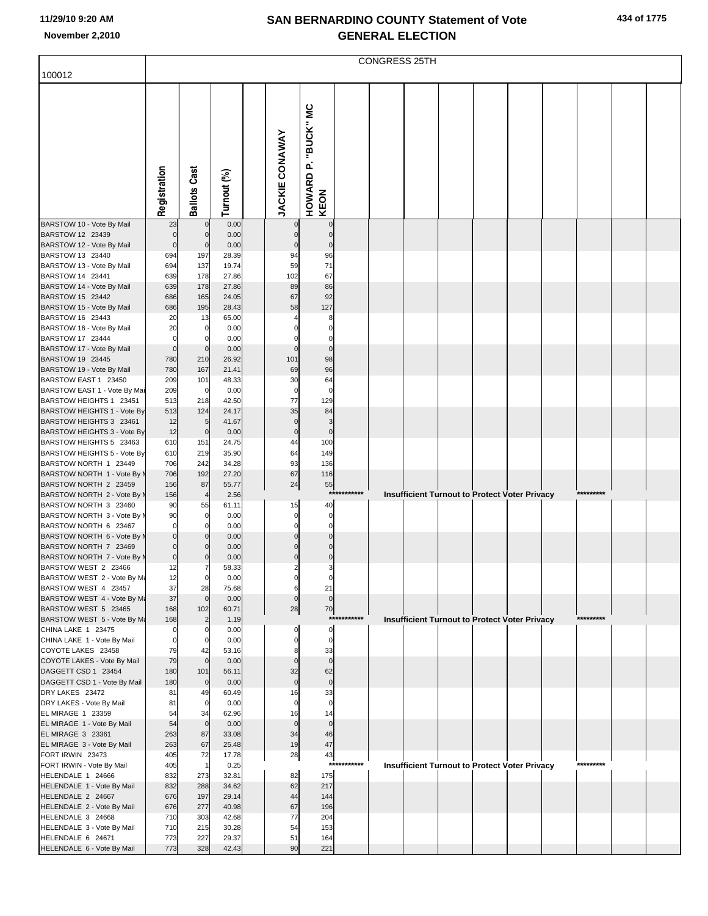# SAN BERNARDINO COUNTY Statement of Vote
# GENERAL ELECTION

11/29/10 9:20 AM
November 2,2010

CONGRESS 25TH

100012

| | Registration | Ballots Cast | Turnout (%) | | JACKIE CONAWAY | HOWARD P. "BUCK" MC KEON |
|---|---|---|---|---|---|---|
| BARSTOW 10 - Vote By Mail | 23 | 0 | 0.00 | | 0 | 0 |
| BARSTOW 12 23439 | 0 | 0 | 0.00 | | 0 | 0 |
| BARSTOW 12 - Vote By Mail | 0 | 0 | 0.00 | | 0 | 0 |
| BARSTOW 13 23440 | 694 | 197 | 28.39 | | 94 | 96 |
| BARSTOW 13 - Vote By Mail | 694 | 137 | 19.74 | | 59 | 71 |
| BARSTOW 14 23441 | 639 | 178 | 27.86 | | 102 | 67 |
| BARSTOW 14 - Vote By Mail | 639 | 178 | 27.86 | | 89 | 86 |
| BARSTOW 15 23442 | 686 | 165 | 24.05 | | 67 | 92 |
| BARSTOW 15 - Vote By Mail | 686 | 195 | 28.43 | | 58 | 127 |
| BARSTOW 16 23443 | 20 | 13 | 65.00 | | 4 | 8 |
| BARSTOW 16 - Vote By Mail | 20 | 0 | 0.00 | | 0 | 0 |
| BARSTOW 17 23444 | 0 | 0 | 0.00 | | 0 | 0 |
| BARSTOW 17 - Vote By Mail | 0 | 0 | 0.00 | | 0 | 0 |
| BARSTOW 19 23445 | 780 | 210 | 26.92 | | 101 | 98 |
| BARSTOW 19 - Vote By Mail | 780 | 167 | 21.41 | | 69 | 96 |
| BARSTOW EAST 1 23450 | 209 | 101 | 48.33 | | 30 | 64 |
| BARSTOW EAST 1 - Vote By Mail | 209 | 0 | 0.00 | | 0 | 0 |
| BARSTOW HEIGHTS 1 23451 | 513 | 218 | 42.50 | | 77 | 129 |
| BARSTOW HEIGHTS 1 - Vote By | 513 | 124 | 24.17 | | 35 | 84 |
| BARSTOW HEIGHTS 3 23461 | 12 | 5 | 41.67 | | 0 | 3 |
| BARSTOW HEIGHTS 3 - Vote By | 12 | 0 | 0.00 | | 0 | 0 |
| BARSTOW HEIGHTS 5 23463 | 610 | 151 | 24.75 | | 44 | 100 |
| BARSTOW HEIGHTS 5 - Vote By | 610 | 219 | 35.90 | | 64 | 149 |
| BARSTOW NORTH 1 23449 | 706 | 242 | 34.28 | | 93 | 136 |
| BARSTOW NORTH 1 - Vote By M | 706 | 192 | 27.20 | | 67 | 116 |
| BARSTOW NORTH 2 23459 | 156 | 87 | 55.77 | | 24 | 55 |
| BARSTOW NORTH 2 - Vote By M | 156 | 4 | 2.56 | | *********** Insufficient Turnout to Protect Voter Privacy ********* | |
| BARSTOW NORTH 3 23460 | 90 | 55 | 61.11 | | 15 | 40 |
| BARSTOW NORTH 3 - Vote By M | 90 | 0 | 0.00 | | 0 | 0 |
| BARSTOW NORTH 6 23467 | 0 | 0 | 0.00 | | 0 | 0 |
| BARSTOW NORTH 6 - Vote By M | 0 | 0 | 0.00 | | 0 | 0 |
| BARSTOW NORTH 7 23469 | 0 | 0 | 0.00 | | 0 | 0 |
| BARSTOW NORTH 7 - Vote By M | 0 | 0 | 0.00 | | 0 | 0 |
| BARSTOW WEST 2 23466 | 12 | 7 | 58.33 | | 2 | 3 |
| BARSTOW WEST 2 - Vote By Ma | 12 | 0 | 0.00 | | 0 | 0 |
| BARSTOW WEST 4 23457 | 37 | 28 | 75.68 | | 6 | 21 |
| BARSTOW WEST 4 - Vote By Ma | 37 | 0 | 0.00 | | 0 | 0 |
| BARSTOW WEST 5 23465 | 168 | 102 | 60.71 | | 28 | 70 |
| BARSTOW WEST 5 - Vote By Ma | 168 | 2 | 1.19 | | *********** Insufficient Turnout to Protect Voter Privacy ********* | |
| CHINA LAKE 1 23475 | 0 | 0 | 0.00 | | 0 | 0 |
| CHINA LAKE 1 - Vote By Mail | 0 | 0 | 0.00 | | 0 | 0 |
| COYOTE LAKES 23458 | 79 | 42 | 53.16 | | 8 | 33 |
| COYOTE LAKES - Vote By Mail | 79 | 0 | 0.00 | | 0 | 0 |
| DAGGETT CSD 1 23454 | 180 | 101 | 56.11 | | 32 | 62 |
| DAGGETT CSD 1 - Vote By Mail | 180 | 0 | 0.00 | | 0 | 0 |
| DRY LAKES 23472 | 81 | 49 | 60.49 | | 16 | 33 |
| DRY LAKES - Vote By Mail | 81 | 0 | 0.00 | | 0 | 0 |
| EL MIRAGE 1 23359 | 54 | 34 | 62.96 | | 16 | 14 |
| EL MIRAGE 1 - Vote By Mail | 54 | 0 | 0.00 | | 0 | 0 |
| EL MIRAGE 3 23361 | 263 | 87 | 33.08 | | 34 | 46 |
| EL MIRAGE 3 - Vote By Mail | 263 | 67 | 25.48 | | 19 | 47 |
| FORT IRWIN 23473 | 405 | 72 | 17.78 | | 28 | 43 |
| FORT IRWIN - Vote By Mail | 405 | 1 | 0.25 | | *********** Insufficient Turnout to Protect Voter Privacy ********* | |
| HELENDALE 1 24666 | 832 | 273 | 32.81 | | 82 | 175 |
| HELENDALE 1 - Vote By Mail | 832 | 288 | 34.62 | | 62 | 217 |
| HELENDALE 2 24667 | 676 | 197 | 29.14 | | 44 | 144 |
| HELENDALE 2 - Vote By Mail | 676 | 277 | 40.98 | | 67 | 196 |
| HELENDALE 3 24668 | 710 | 303 | 42.68 | | 77 | 204 |
| HELENDALE 3 - Vote By Mail | 710 | 215 | 30.28 | | 54 | 153 |
| HELENDALE 6 24671 | 773 | 227 | 29.37 | | 51 | 164 |
| HELENDALE 6 - Vote By Mail | 773 | 328 | 42.43 | | 90 | 221 |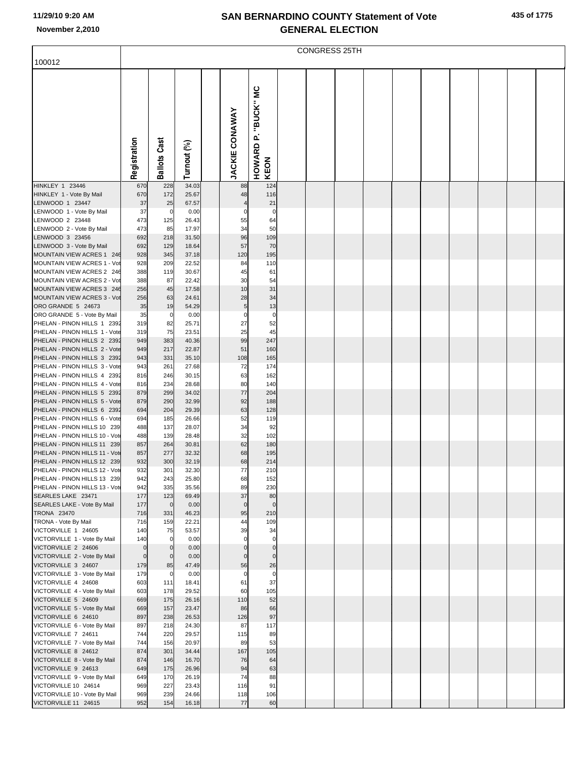# SAN BERNARDINO COUNTY Statement of Vote
## GENERAL ELECTION

11/29/10 9:20 AM
November 2,2010

100012

CONGRESS 25TH

| | Registration | Ballots Cast | Turnout (%) | | JACKIE CONAWAY | HOWARD P. "BUCK" MC KEON |
|---|---|---|---|---|---|---|
| HINKLEY 1 23446 | 670 | 228 | 34.03 | | 88 | 124 |
| HINKLEY 1 - Vote By Mail | 670 | 172 | 25.67 | | 48 | 116 |
| LENWOOD 1 23447 | 37 | 25 | 67.57 | | 4 | 21 |
| LENWOOD 1 - Vote By Mail | 37 | 0 | 0.00 | | 0 | 0 |
| LENWOOD 2 23448 | 473 | 125 | 26.43 | | 55 | 64 |
| LENWOOD 2 - Vote By Mail | 473 | 85 | 17.97 | | 34 | 50 |
| LENWOOD 3 23456 | 692 | 218 | 31.50 | | 96 | 109 |
| LENWOOD 3 - Vote By Mail | 692 | 129 | 18.64 | | 57 | 70 |
| MOUNTAIN VIEW ACRES 1 246 | 928 | 345 | 37.18 | | 120 | 195 |
| MOUNTAIN VIEW ACRES 1 - Vot | 928 | 209 | 22.52 | | 84 | 110 |
| MOUNTAIN VIEW ACRES 2 246 | 388 | 119 | 30.67 | | 45 | 61 |
| MOUNTAIN VIEW ACRES 2 - Vot | 388 | 87 | 22.42 | | 30 | 54 |
| MOUNTAIN VIEW ACRES 3 246 | 256 | 45 | 17.58 | | 10 | 31 |
| MOUNTAIN VIEW ACRES 3 - Vot | 256 | 63 | 24.61 | | 28 | 34 |
| ORO GRANDE 5 24673 | 35 | 19 | 54.29 | | 5 | 13 |
| ORO GRANDE 5 - Vote By Mail | 35 | 0 | 0.00 | | 0 | 0 |
| PHELAN - PINON HILLS 1 2392 | 319 | 82 | 25.71 | | 27 | 52 |
| PHELAN - PINON HILLS 1 - Vote | 319 | 75 | 23.51 | | 25 | 45 |
| PHELAN - PINON HILLS 2 2392 | 949 | 383 | 40.36 | | 99 | 247 |
| PHELAN - PINON HILLS 2 - Vote | 949 | 217 | 22.87 | | 51 | 160 |
| PHELAN - PINON HILLS 3 2392 | 943 | 331 | 35.10 | | 108 | 165 |
| PHELAN - PINON HILLS 3 - Vote | 943 | 261 | 27.68 | | 72 | 174 |
| PHELAN - PINON HILLS 4 2392 | 816 | 246 | 30.15 | | 63 | 162 |
| PHELAN - PINON HILLS 4 - Vote | 816 | 234 | 28.68 | | 80 | 140 |
| PHELAN - PINON HILLS 5 2392 | 879 | 299 | 34.02 | | 77 | 204 |
| PHELAN - PINON HILLS 5 - Vote | 879 | 290 | 32.99 | | 92 | 188 |
| PHELAN - PINON HILLS 6 2392 | 694 | 204 | 29.39 | | 63 | 128 |
| PHELAN - PINON HILLS 6 - Vote | 694 | 185 | 26.66 | | 52 | 119 |
| PHELAN - PINON HILLS 10 239 | 488 | 137 | 28.07 | | 34 | 92 |
| PHELAN - PINON HILLS 10 - Vot | 488 | 139 | 28.48 | | 32 | 102 |
| PHELAN - PINON HILLS 11 239 | 857 | 264 | 30.81 | | 62 | 180 |
| PHELAN - PINON HILLS 11 - Vot | 857 | 277 | 32.32 | | 68 | 195 |
| PHELAN - PINON HILLS 12 239 | 932 | 300 | 32.19 | | 68 | 214 |
| PHELAN - PINON HILLS 12 - Vot | 932 | 301 | 32.30 | | 77 | 210 |
| PHELAN - PINON HILLS 13 239 | 942 | 243 | 25.80 | | 68 | 152 |
| PHELAN - PINON HILLS 13 - Vot | 942 | 335 | 35.56 | | 89 | 230 |
| SEARLES LAKE 23471 | 177 | 123 | 69.49 | | 37 | 80 |
| SEARLES LAKE - Vote By Mail | 177 | 0 | 0.00 | | 0 | 0 |
| TRONA 23470 | 716 | 331 | 46.23 | | 95 | 210 |
| TRONA - Vote By Mail | 716 | 159 | 22.21 | | 44 | 109 |
| VICTORVILLE 1 24605 | 140 | 75 | 53.57 | | 39 | 34 |
| VICTORVILLE 1 - Vote By Mail | 140 | 0 | 0.00 | | 0 | 0 |
| VICTORVILLE 2 24606 | 0 | 0 | 0.00 | | 0 | 0 |
| VICTORVILLE 2 - Vote By Mail | 0 | 0 | 0.00 | | 0 | 0 |
| VICTORVILLE 3 24607 | 179 | 85 | 47.49 | | 56 | 26 |
| VICTORVILLE 3 - Vote By Mail | 179 | 0 | 0.00 | | 0 | 0 |
| VICTORVILLE 4 24608 | 603 | 111 | 18.41 | | 61 | 37 |
| VICTORVILLE 4 - Vote By Mail | 603 | 178 | 29.52 | | 60 | 105 |
| VICTORVILLE 5 24609 | 669 | 175 | 26.16 | | 110 | 52 |
| VICTORVILLE 5 - Vote By Mail | 669 | 157 | 23.47 | | 86 | 66 |
| VICTORVILLE 6 24610 | 897 | 238 | 26.53 | | 126 | 97 |
| VICTORVILLE 6 - Vote By Mail | 897 | 218 | 24.30 | | 87 | 117 |
| VICTORVILLE 7 24611 | 744 | 220 | 29.57 | | 115 | 89 |
| VICTORVILLE 7 - Vote By Mail | 744 | 156 | 20.97 | | 89 | 53 |
| VICTORVILLE 8 24612 | 874 | 301 | 34.44 | | 167 | 105 |
| VICTORVILLE 8 - Vote By Mail | 874 | 146 | 16.70 | | 76 | 64 |
| VICTORVILLE 9 24613 | 649 | 175 | 26.96 | | 94 | 63 |
| VICTORVILLE 9 - Vote By Mail | 649 | 170 | 26.19 | | 74 | 88 |
| VICTORVILLE 10 24614 | 969 | 227 | 23.43 | | 116 | 91 |
| VICTORVILLE 10 - Vote By Mail | 969 | 239 | 24.66 | | 118 | 106 |
| VICTORVILLE 11 24615 | 952 | 154 | 16.18 | | 77 | 60 |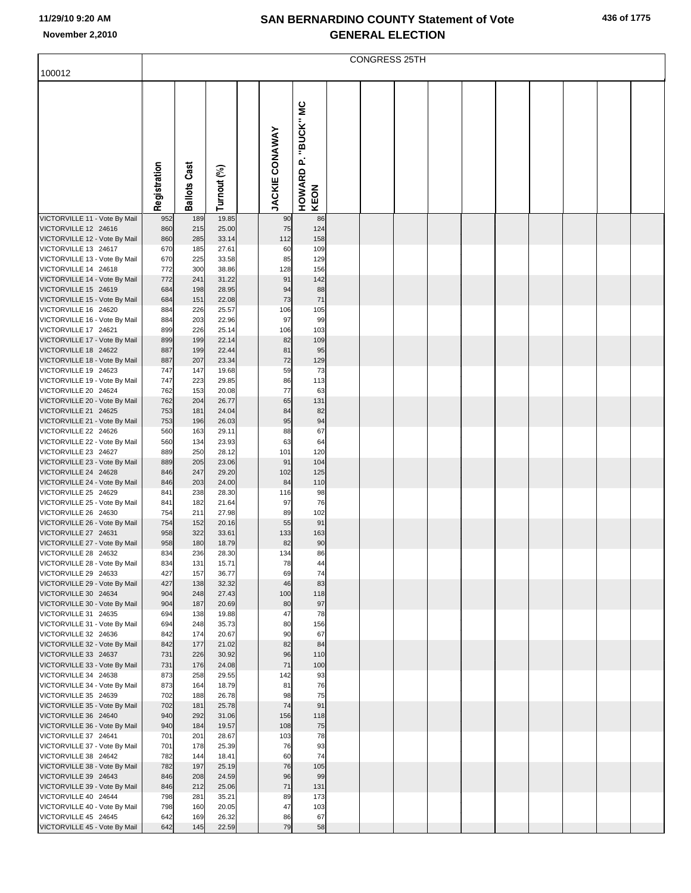# SAN BERNARDINO COUNTY Statement of Vote
## GENERAL ELECTION

November 2,2010

100012

CONGRESS 25TH

| | Registration | Ballots Cast | Turnout (%) | | JACKIE CONAWAY | HOWARD P. "BUCK" MC KEON |
|---|---|---|---|---|---|---|
| VICTORVILLE 11 - Vote By Mail | 952 | 189 | 19.85 | | 90 | 86 |
| VICTORVILLE 12 24616 | 860 | 215 | 25.00 | | 75 | 124 |
| VICTORVILLE 12 - Vote By Mail | 860 | 285 | 33.14 | | 112 | 158 |
| VICTORVILLE 13 24617 | 670 | 185 | 27.61 | | 60 | 109 |
| VICTORVILLE 13 - Vote By Mail | 670 | 225 | 33.58 | | 85 | 129 |
| VICTORVILLE 14 24618 | 772 | 300 | 38.86 | | 128 | 156 |
| VICTORVILLE 14 - Vote By Mail | 772 | 241 | 31.22 | | 91 | 142 |
| VICTORVILLE 15 24619 | 684 | 198 | 28.95 | | 94 | 88 |
| VICTORVILLE 15 - Vote By Mail | 684 | 151 | 22.08 | | 73 | 71 |
| VICTORVILLE 16 24620 | 884 | 226 | 25.57 | | 106 | 105 |
| VICTORVILLE 16 - Vote By Mail | 884 | 203 | 22.96 | | 97 | 99 |
| VICTORVILLE 17 24621 | 899 | 226 | 25.14 | | 106 | 103 |
| VICTORVILLE 17 - Vote By Mail | 899 | 199 | 22.14 | | 82 | 109 |
| VICTORVILLE 18 24622 | 887 | 199 | 22.44 | | 81 | 95 |
| VICTORVILLE 18 - Vote By Mail | 887 | 207 | 23.34 | | 72 | 129 |
| VICTORVILLE 19 24623 | 747 | 147 | 19.68 | | 59 | 73 |
| VICTORVILLE 19 - Vote By Mail | 747 | 223 | 29.85 | | 86 | 113 |
| VICTORVILLE 20 24624 | 762 | 153 | 20.08 | | 77 | 63 |
| VICTORVILLE 20 - Vote By Mail | 762 | 204 | 26.77 | | 65 | 131 |
| VICTORVILLE 21 24625 | 753 | 181 | 24.04 | | 84 | 82 |
| VICTORVILLE 21 - Vote By Mail | 753 | 196 | 26.03 | | 95 | 94 |
| VICTORVILLE 22 24626 | 560 | 163 | 29.11 | | 88 | 67 |
| VICTORVILLE 22 - Vote By Mail | 560 | 134 | 23.93 | | 63 | 64 |
| VICTORVILLE 23 24627 | 889 | 250 | 28.12 | | 101 | 120 |
| VICTORVILLE 23 - Vote By Mail | 889 | 205 | 23.06 | | 91 | 104 |
| VICTORVILLE 24 24628 | 846 | 247 | 29.20 | | 102 | 125 |
| VICTORVILLE 24 - Vote By Mail | 846 | 203 | 24.00 | | 84 | 110 |
| VICTORVILLE 25 24629 | 841 | 238 | 28.30 | | 116 | 98 |
| VICTORVILLE 25 - Vote By Mail | 841 | 182 | 21.64 | | 97 | 76 |
| VICTORVILLE 26 24630 | 754 | 211 | 27.98 | | 89 | 102 |
| VICTORVILLE 26 - Vote By Mail | 754 | 152 | 20.16 | | 55 | 91 |
| VICTORVILLE 27 24631 | 958 | 322 | 33.61 | | 133 | 163 |
| VICTORVILLE 27 - Vote By Mail | 958 | 180 | 18.79 | | 82 | 90 |
| VICTORVILLE 28 24632 | 834 | 236 | 28.30 | | 134 | 86 |
| VICTORVILLE 28 - Vote By Mail | 834 | 131 | 15.71 | | 78 | 44 |
| VICTORVILLE 29 24633 | 427 | 157 | 36.77 | | 69 | 74 |
| VICTORVILLE 29 - Vote By Mail | 427 | 138 | 32.32 | | 46 | 83 |
| VICTORVILLE 30 24634 | 904 | 248 | 27.43 | | 100 | 118 |
| VICTORVILLE 30 - Vote By Mail | 904 | 187 | 20.69 | | 80 | 97 |
| VICTORVILLE 31 24635 | 694 | 138 | 19.88 | | 47 | 78 |
| VICTORVILLE 31 - Vote By Mail | 694 | 248 | 35.73 | | 80 | 156 |
| VICTORVILLE 32 24636 | 842 | 174 | 20.67 | | 90 | 67 |
| VICTORVILLE 32 - Vote By Mail | 842 | 177 | 21.02 | | 82 | 84 |
| VICTORVILLE 33 24637 | 731 | 226 | 30.92 | | 96 | 110 |
| VICTORVILLE 33 - Vote By Mail | 731 | 176 | 24.08 | | 71 | 100 |
| VICTORVILLE 34 24638 | 873 | 258 | 29.55 | | 142 | 93 |
| VICTORVILLE 34 - Vote By Mail | 873 | 164 | 18.79 | | 81 | 76 |
| VICTORVILLE 35 24639 | 702 | 188 | 26.78 | | 98 | 75 |
| VICTORVILLE 35 - Vote By Mail | 702 | 181 | 25.78 | | 74 | 91 |
| VICTORVILLE 36 24640 | 940 | 292 | 31.06 | | 156 | 118 |
| VICTORVILLE 36 - Vote By Mail | 940 | 184 | 19.57 | | 108 | 75 |
| VICTORVILLE 37 24641 | 701 | 201 | 28.67 | | 103 | 78 |
| VICTORVILLE 37 - Vote By Mail | 701 | 178 | 25.39 | | 76 | 93 |
| VICTORVILLE 38 24642 | 782 | 144 | 18.41 | | 60 | 74 |
| VICTORVILLE 38 - Vote By Mail | 782 | 197 | 25.19 | | 76 | 105 |
| VICTORVILLE 39 24643 | 846 | 208 | 24.59 | | 96 | 99 |
| VICTORVILLE 39 - Vote By Mail | 846 | 212 | 25.06 | | 71 | 131 |
| VICTORVILLE 40 24644 | 798 | 281 | 35.21 | | 89 | 173 |
| VICTORVILLE 40 - Vote By Mail | 798 | 160 | 20.05 | | 47 | 103 |
| VICTORVILLE 45 24645 | 642 | 169 | 26.32 | | 86 | 67 |
| VICTORVILLE 45 - Vote By Mail | 642 | 145 | 22.59 | | 79 | 58 |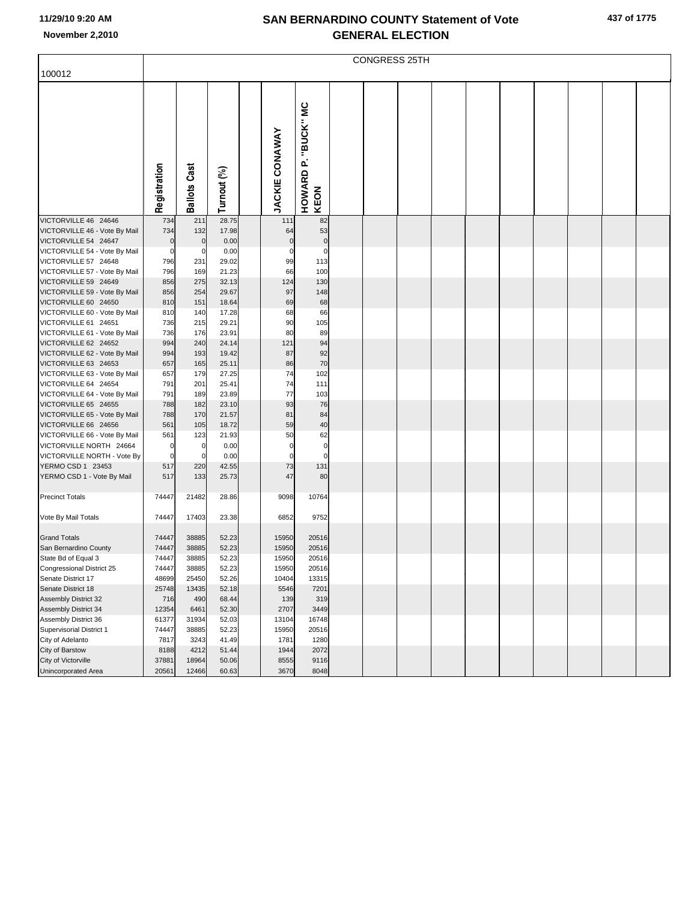# SAN BERNARDINO COUNTY Statement of Vote
# GENERAL ELECTION

11/29/10 9:20 AM
November 2,2010

CONGRESS 25TH

| 100012 | Registration | Ballots Cast | Turnout (%) | | JACKIE CONAWAY | HOWARD P. "BUCK" MC KEON |
|---|---|---|---|---|---|---|
| VICTORVILLE 46 24646 | 734 | 211 | 28.75 | | 111 | 82 |
| VICTORVILLE 46 - Vote By Mail | 734 | 132 | 17.98 | | 64 | 53 |
| VICTORVILLE 54 24647 | 0 | 0 | 0.00 | | 0 | 0 |
| VICTORVILLE 54 - Vote By Mail | 0 | 0 | 0.00 | | 0 | 0 |
| VICTORVILLE 57 24648 | 796 | 231 | 29.02 | | 99 | 113 |
| VICTORVILLE 57 - Vote By Mail | 796 | 169 | 21.23 | | 66 | 100 |
| VICTORVILLE 59 24649 | 856 | 275 | 32.13 | | 124 | 130 |
| VICTORVILLE 59 - Vote By Mail | 856 | 254 | 29.67 | | 97 | 148 |
| VICTORVILLE 60 24650 | 810 | 151 | 18.64 | | 69 | 68 |
| VICTORVILLE 60 - Vote By Mail | 810 | 140 | 17.28 | | 68 | 66 |
| VICTORVILLE 61 24651 | 736 | 215 | 29.21 | | 90 | 105 |
| VICTORVILLE 61 - Vote By Mail | 736 | 176 | 23.91 | | 80 | 89 |
| VICTORVILLE 62 24652 | 994 | 240 | 24.14 | | 121 | 94 |
| VICTORVILLE 62 - Vote By Mail | 994 | 193 | 19.42 | | 87 | 92 |
| VICTORVILLE 63 24653 | 657 | 165 | 25.11 | | 86 | 70 |
| VICTORVILLE 63 - Vote By Mail | 657 | 179 | 27.25 | | 74 | 102 |
| VICTORVILLE 64 24654 | 791 | 201 | 25.41 | | 74 | 111 |
| VICTORVILLE 64 - Vote By Mail | 791 | 189 | 23.89 | | 77 | 103 |
| VICTORVILLE 65 24655 | 788 | 182 | 23.10 | | 93 | 76 |
| VICTORVILLE 65 - Vote By Mail | 788 | 170 | 21.57 | | 81 | 84 |
| VICTORVILLE 66 24656 | 561 | 105 | 18.72 | | 59 | 40 |
| VICTORVILLE 66 - Vote By Mail | 561 | 123 | 21.93 | | 50 | 62 |
| VICTORVILLE NORTH 24664 | 0 | 0 | 0.00 | | 0 | 0 |
| VICTORVILLE NORTH - Vote By | 0 | 0 | 0.00 | | 0 | 0 |
| YERMO CSD 1 23453 | 517 | 220 | 42.55 | | 73 | 131 |
| YERMO CSD 1 - Vote By Mail | 517 | 133 | 25.73 | | 47 | 80 |
| Precinct Totals | 74447 | 21482 | 28.86 | | 9098 | 10764 |
| Vote By Mail Totals | 74447 | 17403 | 23.38 | | 6852 | 9752 |
| Grand Totals | 74447 | 38885 | 52.23 | | 15950 | 20516 |
| San Bernardino County | 74447 | 38885 | 52.23 | | 15950 | 20516 |
| State Bd of Equal 3 | 74447 | 38885 | 52.23 | | 15950 | 20516 |
| Congressional District 25 | 74447 | 38885 | 52.23 | | 15950 | 20516 |
| Senate District 17 | 48699 | 25450 | 52.26 | | 10404 | 13315 |
| Senate District 18 | 25748 | 13435 | 52.18 | | 5546 | 7201 |
| Assembly District 32 | 716 | 490 | 68.44 | | 139 | 319 |
| Assembly District 34 | 12354 | 6461 | 52.30 | | 2707 | 3449 |
| Assembly District 36 | 61377 | 31934 | 52.03 | | 13104 | 16748 |
| Supervisorial District 1 | 74447 | 38885 | 52.23 | | 15950 | 20516 |
| City of Adelanto | 7817 | 3243 | 41.49 | | 1781 | 1280 |
| City of Barstow | 8188 | 4212 | 51.44 | | 1944 | 2072 |
| City of Victorville | 37881 | 18964 | 50.06 | | 8555 | 9116 |
| Unincorporated Area | 20561 | 12466 | 60.63 | | 3670 | 8048 |